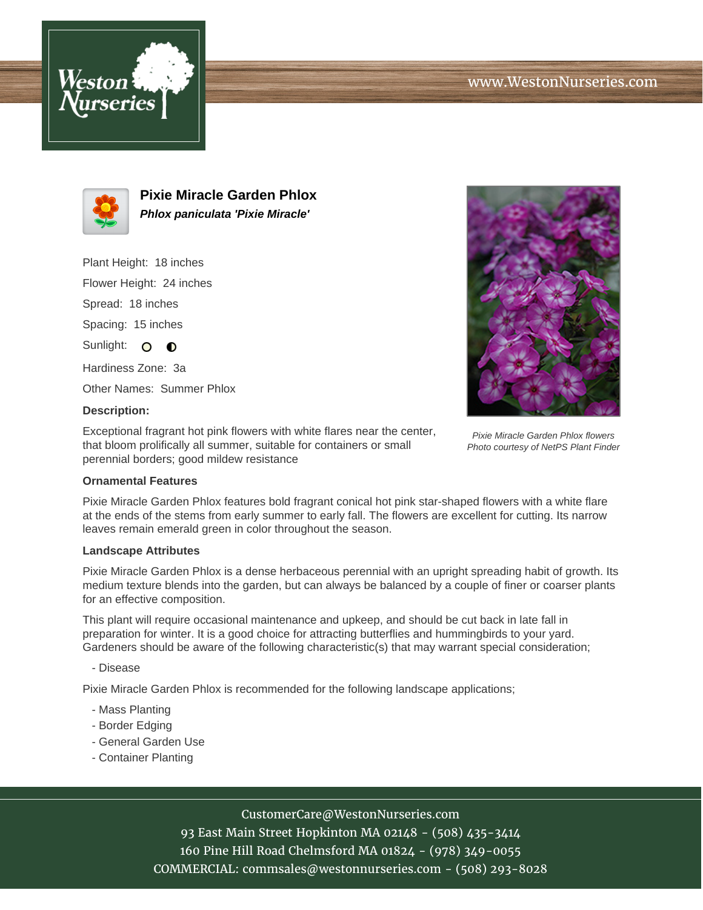www.WestonNurseries.com

# Pixie Miracle Garden Phlox

***Phlox paniculata 'Pixie Miracle'***

Plant Height: 18 inches

Flower Height: 24 inches

Spread: 18 inches

Spacing: 15 inches

Sunlight:

Hardiness Zone: 3a

Other Names: Summer Phlox

**Description:**

Exceptional fragrant hot pink flowers with white flares near the center, that bloom prolifically all summer, suitable for containers or small perennial borders; good mildew resistance

*Pixie Miracle Garden Phlox flowers*
*Photo courtesy of NetPS Plant Finder*

### Ornamental Features

Pixie Miracle Garden Phlox features bold fragrant conical hot pink star-shaped flowers with a white flare at the ends of the stems from early summer to early fall. The flowers are excellent for cutting. Its narrow leaves remain emerald green in color throughout the season.

### Landscape Attributes

Pixie Miracle Garden Phlox is a dense herbaceous perennial with an upright spreading habit of growth. Its medium texture blends into the garden, but can always be balanced by a couple of finer or coarser plants for an effective composition.

This plant will require occasional maintenance and upkeep, and should be cut back in late fall in preparation for winter. It is a good choice for attracting butterflies and hummingbirds to your yard. Gardeners should be aware of the following characteristic(s) that may warrant special consideration;

- Disease

Pixie Miracle Garden Phlox is recommended for the following landscape applications;

- Mass Planting
- Border Edging
- General Garden Use
- Container Planting

CustomerCare@WestonNurseries.com
93 East Main Street Hopkinton MA 02148 - (508) 435-3414
160 Pine Hill Road Chelmsford MA 01824 - (978) 349-0055
COMMERCIAL: commsales@westonnurseries.com - (508) 293-8028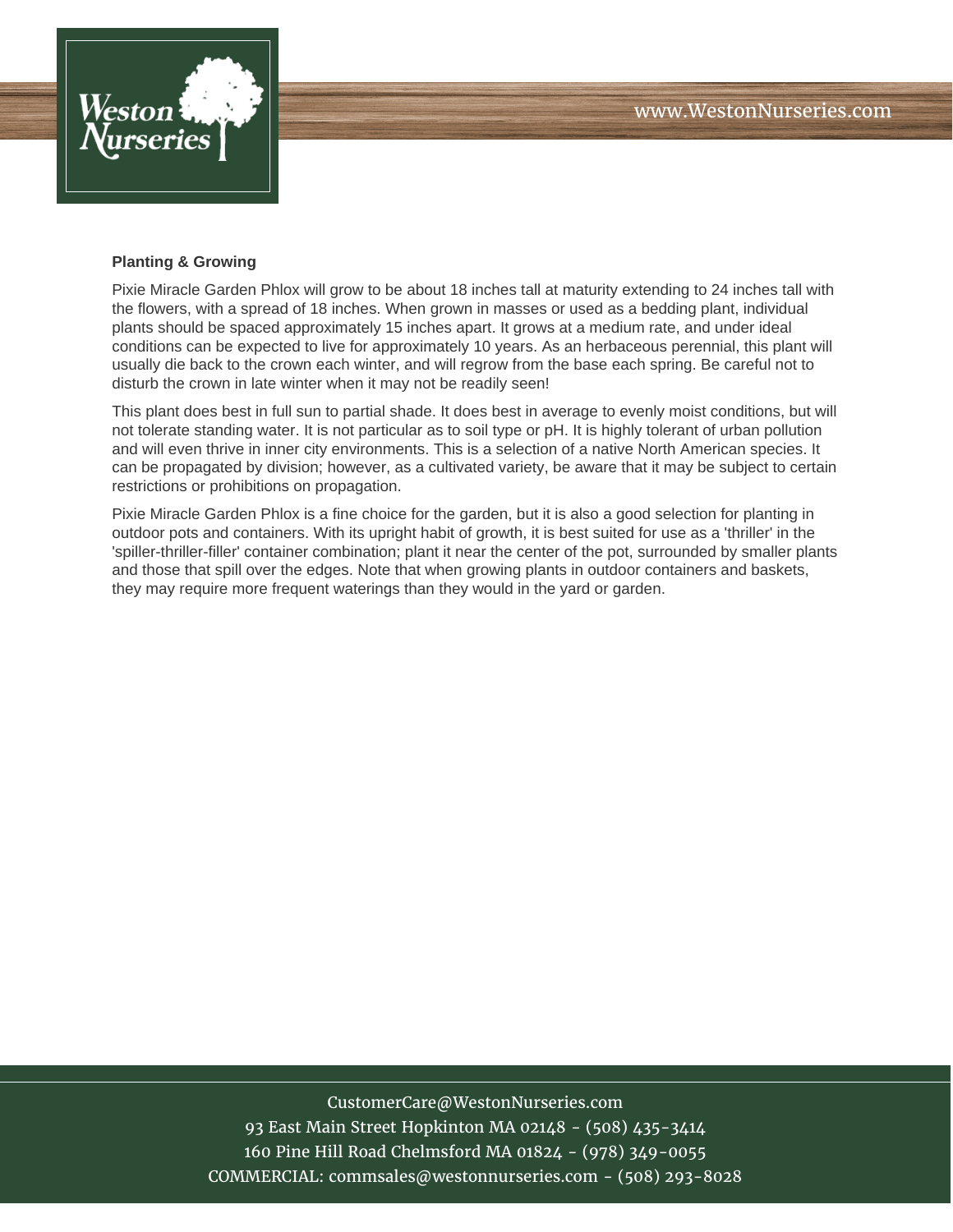**Planting & Growing**

Pixie Miracle Garden Phlox will grow to be about 18 inches tall at maturity extending to 24 inches tall with the flowers, with a spread of 18 inches. When grown in masses or used as a bedding plant, individual plants should be spaced approximately 15 inches apart. It grows at a medium rate, and under ideal conditions can be expected to live for approximately 10 years. As an herbaceous perennial, this plant will usually die back to the crown each winter, and will regrow from the base each spring. Be careful not to disturb the crown in late winter when it may not be readily seen!

This plant does best in full sun to partial shade. It does best in average to evenly moist conditions, but will not tolerate standing water. It is not particular as to soil type or pH. It is highly tolerant of urban pollution and will even thrive in inner city environments. This is a selection of a native North American species. It can be propagated by division; however, as a cultivated variety, be aware that it may be subject to certain restrictions or prohibitions on propagation.

Pixie Miracle Garden Phlox is a fine choice for the garden, but it is also a good selection for planting in outdoor pots and containers. With its upright habit of growth, it is best suited for use as a 'thriller' in the 'spiller-thriller-filler' container combination; plant it near the center of the pot, surrounded by smaller plants and those that spill over the edges. Note that when growing plants in outdoor containers and baskets, they may require more frequent waterings than they would in the yard or garden.